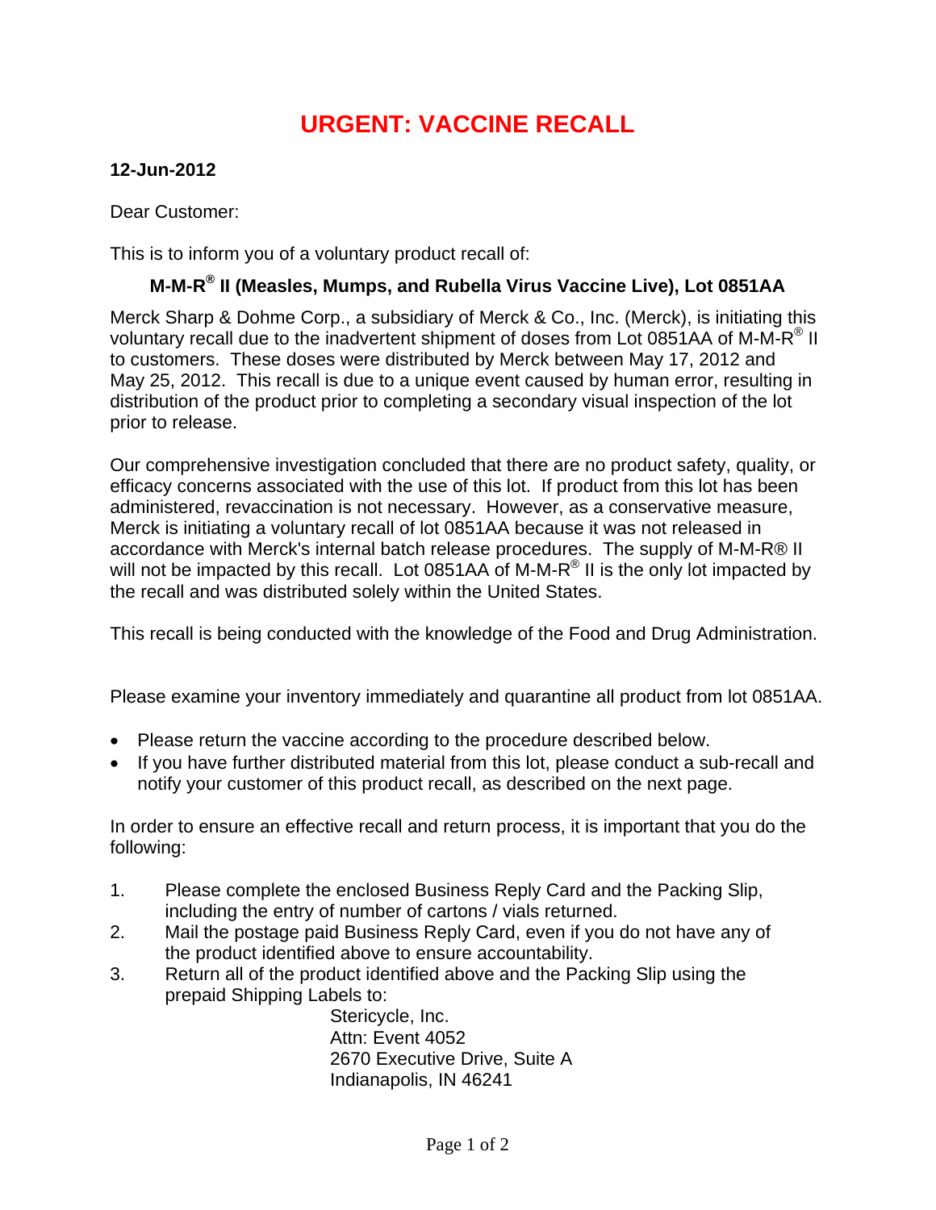# URGENT: VACCINE RECALL

**12-Jun-2012**

Dear Customer:

This is to inform you of a voluntary product recall of:

**M-M-R® II (Measles, Mumps, and Rubella Virus Vaccine Live), Lot 0851AA**

Merck Sharp & Dohme Corp., a subsidiary of Merck & Co., Inc. (Merck), is initiating this voluntary recall due to the inadvertent shipment of doses from Lot 0851AA of M-M-R® II to customers. These doses were distributed by Merck between May 17, 2012 and May 25, 2012. This recall is due to a unique event caused by human error, resulting in distribution of the product prior to completing a secondary visual inspection of the lot prior to release.

Our comprehensive investigation concluded that there are no product safety, quality, or efficacy concerns associated with the use of this lot. If product from this lot has been administered, revaccination is not necessary. However, as a conservative measure, Merck is initiating a voluntary recall of lot 0851AA because it was not released in accordance with Merck's internal batch release procedures. The supply of M-M-R® II will not be impacted by this recall. Lot 0851AA of M-M-R® II is the only lot impacted by the recall and was distributed solely within the United States.

This recall is being conducted with the knowledge of the Food and Drug Administration.

Please examine your inventory immediately and quarantine all product from lot 0851AA.

- Please return the vaccine according to the procedure described below.
- If you have further distributed material from this lot, please conduct a sub-recall and notify your customer of this product recall, as described on the next page.

In order to ensure an effective recall and return process, it is important that you do the following:

1. Please complete the enclosed Business Reply Card and the Packing Slip, including the entry of number of cartons / vials returned.
2. Mail the postage paid Business Reply Card, even if you do not have any of the product identified above to ensure accountability.
3. Return all of the product identified above and the Packing Slip using the prepaid Shipping Labels to:

   Stericycle, Inc.
   Attn: Event 4052
   2670 Executive Drive, Suite A
   Indianapolis, IN 46241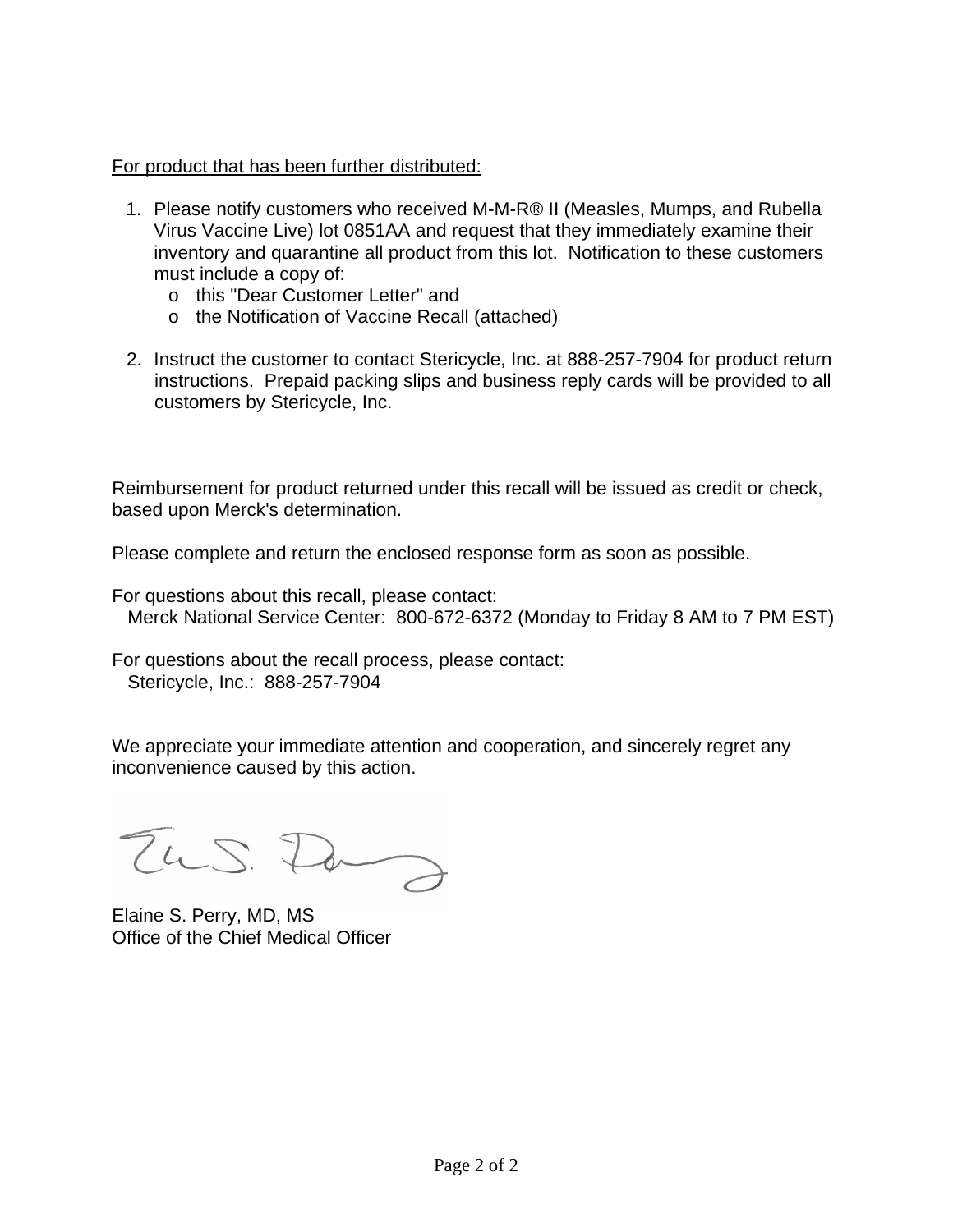<u>For product that has been further distributed:</u>

1. Please notify customers who received M-M-R® II (Measles, Mumps, and Rubella Virus Vaccine Live) lot 0851AA and request that they immediately examine their inventory and quarantine all product from this lot. Notification to these customers must include a copy of:
   - this "Dear Customer Letter" and
   - the Notification of Vaccine Recall (attached)

2. Instruct the customer to contact Stericycle, Inc. at 888-257-7904 for product return instructions. Prepaid packing slips and business reply cards will be provided to all customers by Stericycle, Inc.

Reimbursement for product returned under this recall will be issued as credit or check, based upon Merck's determination.

Please complete and return the enclosed response form as soon as possible.

For questions about this recall, please contact:
Merck National Service Center: 800-672-6372 (Monday to Friday 8 AM to 7 PM EST)

For questions about the recall process, please contact:
Stericycle, Inc.: 888-257-7904

We appreciate your immediate attention and cooperation, and sincerely regret any inconvenience caused by this action.

Elaine S. Perry, MD, MS
Office of the Chief Medical Officer